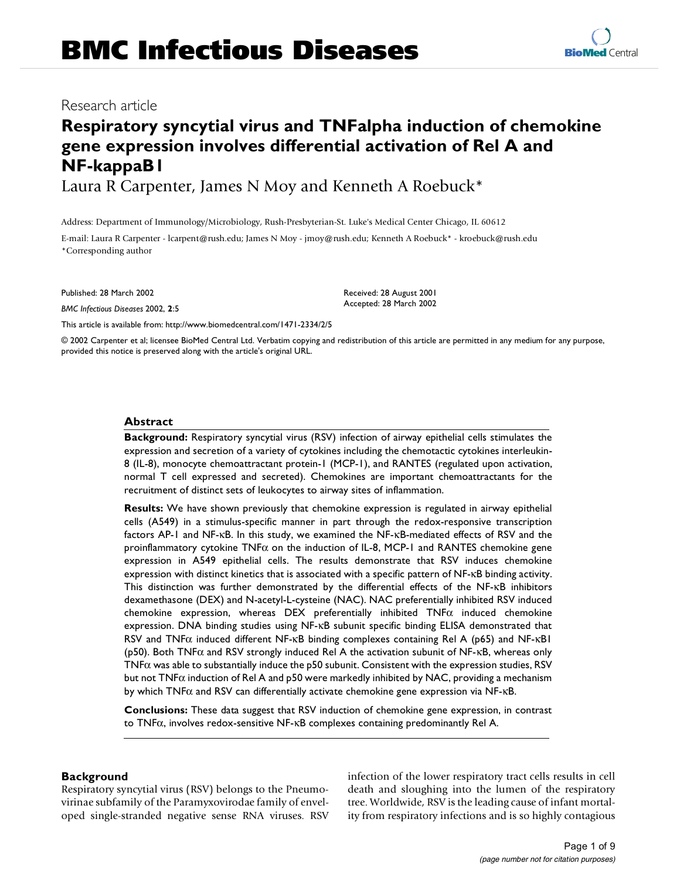# BMC Infectious Diseases

Research article

## Respiratory syncytial virus and TNFalpha induction of chemokine gene expression involves differential activation of Rel A and NF-kappaB1

Laura R Carpenter, James N Moy and Kenneth A Roebuck*

Address: Department of Immunology/Microbiology, Rush-Presbyterian-St. Luke's Medical Center Chicago, IL 60612

E-mail: Laura R Carpenter - lcarpent@rush.edu; James N Moy - jmoy@rush.edu; Kenneth A Roebuck* - kroebuck@rush.edu

*Corresponding author

Published: 28 March 2002

*BMC Infectious Diseases* 2002, **2**:5

Received: 28 August 2001
Accepted: 28 March 2002

This article is available from: http://www.biomedcentral.com/1471-2334/2/5

© 2002 Carpenter et al; licensee BioMed Central Ltd. Verbatim copying and redistribution of this article are permitted in any medium for any purpose, provided this notice is preserved along with the article's original URL.

### Abstract

**Background:** Respiratory syncytial virus (RSV) infection of airway epithelial cells stimulates the expression and secretion of a variety of cytokines including the chemotactic cytokines interleukin-8 (IL-8), monocyte chemoattractant protein-1 (MCP-1), and RANTES (regulated upon activation, normal T cell expressed and secreted). Chemokines are important chemoattractants for the recruitment of distinct sets of leukocytes to airway sites of inflammation.

**Results:** We have shown previously that chemokine expression is regulated in airway epithelial cells (A549) in a stimulus-specific manner in part through the redox-responsive transcription factors AP-1 and NF-κB. In this study, we examined the NF-κB-mediated effects of RSV and the proinflammatory cytokine TNFα on the induction of IL-8, MCP-1 and RANTES chemokine gene expression in A549 epithelial cells. The results demonstrate that RSV induces chemokine expression with distinct kinetics that is associated with a specific pattern of NF-κB binding activity. This distinction was further demonstrated by the differential effects of the NF-κB inhibitors dexamethasone (DEX) and N-acetyl-L-cysteine (NAC). NAC preferentially inhibited RSV induced chemokine expression, whereas DEX preferentially inhibited TNFα induced chemokine expression. DNA binding studies using NF-κB subunit specific binding ELISA demonstrated that RSV and TNFα induced different NF-κB binding complexes containing Rel A (p65) and NF-κB1 (p50). Both TNFα and RSV strongly induced Rel A the activation subunit of NF-κB, whereas only TNFα was able to substantially induce the p50 subunit. Consistent with the expression studies, RSV but not TNFα induction of Rel A and p50 were markedly inhibited by NAC, providing a mechanism by which TNFα and RSV can differentially activate chemokine gene expression via NF-κB.

**Conclusions:** These data suggest that RSV induction of chemokine gene expression, in contrast to TNFα, involves redox-sensitive NF-κB complexes containing predominantly Rel A.

### Background

Respiratory syncytial virus (RSV) belongs to the Pneumovirinae subfamily of the Paramyxovirodae family of enveloped single-stranded negative sense RNA viruses. RSV infection of the lower respiratory tract cells results in cell death and sloughing into the lumen of the respiratory tree. Worldwide, RSV is the leading cause of infant mortality from respiratory infections and is so highly contagious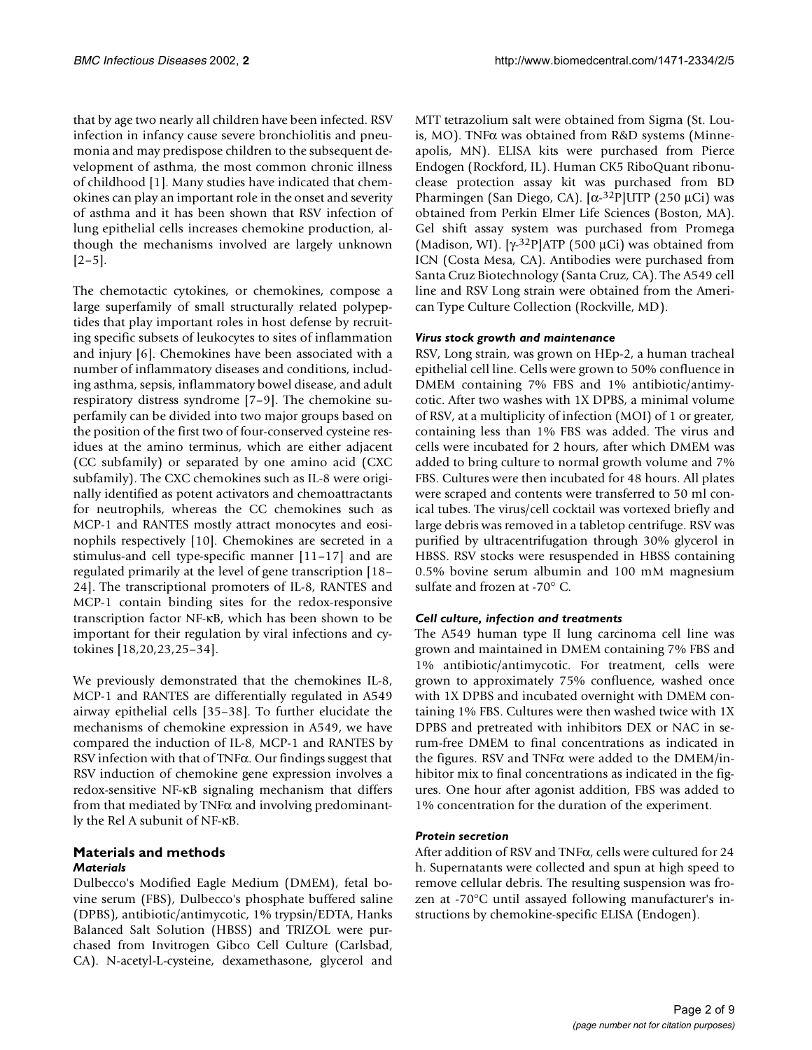that by age two nearly all children have been infected. RSV infection in infancy cause severe bronchiolitis and pneumonia and may predispose children to the subsequent development of asthma, the most common chronic illness of childhood [1]. Many studies have indicated that chemokines can play an important role in the onset and severity of asthma and it has been shown that RSV infection of lung epithelial cells increases chemokine production, although the mechanisms involved are largely unknown [2–5].

The chemotactic cytokines, or chemokines, compose a large superfamily of small structurally related polypeptides that play important roles in host defense by recruiting specific subsets of leukocytes to sites of inflammation and injury [6]. Chemokines have been associated with a number of inflammatory diseases and conditions, including asthma, sepsis, inflammatory bowel disease, and adult respiratory distress syndrome [7–9]. The chemokine superfamily can be divided into two major groups based on the position of the first two of four-conserved cysteine residues at the amino terminus, which are either adjacent (CC subfamily) or separated by one amino acid (CXC subfamily). The CXC chemokines such as IL-8 were originally identified as potent activators and chemoattractants for neutrophils, whereas the CC chemokines such as MCP-1 and RANTES mostly attract monocytes and eosinophils respectively [10]. Chemokines are secreted in a stimulus-and cell type-specific manner [11–17] and are regulated primarily at the level of gene transcription [18–24]. The transcriptional promoters of IL-8, RANTES and MCP-1 contain binding sites for the redox-responsive transcription factor NF-κB, which has been shown to be important for their regulation by viral infections and cytokines [18,20,23,25–34].

We previously demonstrated that the chemokines IL-8, MCP-1 and RANTES are differentially regulated in A549 airway epithelial cells [35–38]. To further elucidate the mechanisms of chemokine expression in A549, we have compared the induction of IL-8, MCP-1 and RANTES by RSV infection with that of TNFα. Our findings suggest that RSV induction of chemokine gene expression involves a redox-sensitive NF-κB signaling mechanism that differs from that mediated by TNFα and involving predominantly the Rel A subunit of NF-κB.

## Materials and methods

### *Materials*

Dulbecco's Modified Eagle Medium (DMEM), fetal bovine serum (FBS), Dulbecco's phosphate buffered saline (DPBS), antibiotic/antimycotic, 1% trypsin/EDTA, Hanks Balanced Salt Solution (HBSS) and TRIZOL were purchased from Invitrogen Gibco Cell Culture (Carlsbad, CA). N-acetyl-L-cysteine, dexamethasone, glycerol and MTT tetrazolium salt were obtained from Sigma (St. Louis, MO). TNFα was obtained from R&D systems (Minneapolis, MN). ELISA kits were purchased from Pierce Endogen (Rockford, IL). Human CK5 RiboQuant ribonuclease protection assay kit was purchased from BD Pharmingen (San Diego, CA). [α-$^{32}$P]UTP (250 μCi) was obtained from Perkin Elmer Life Sciences (Boston, MA). Gel shift assay system was purchased from Promega (Madison, WI). [γ-$^{32}$P]ATP (500 μCi) was obtained from ICN (Costa Mesa, CA). Antibodies were purchased from Santa Cruz Biotechnology (Santa Cruz, CA). The A549 cell line and RSV Long strain were obtained from the American Type Culture Collection (Rockville, MD).

### *Virus stock growth and maintenance*

RSV, Long strain, was grown on HEp-2, a human tracheal epithelial cell line. Cells were grown to 50% confluence in DMEM containing 7% FBS and 1% antibiotic/antimycotic. After two washes with 1X DPBS, a minimal volume of RSV, at a multiplicity of infection (MOI) of 1 or greater, containing less than 1% FBS was added. The virus and cells were incubated for 2 hours, after which DMEM was added to bring culture to normal growth volume and 7% FBS. Cultures were then incubated for 48 hours. All plates were scraped and contents were transferred to 50 ml conical tubes. The virus/cell cocktail was vortexed briefly and large debris was removed in a tabletop centrifuge. RSV was purified by ultracentrifugation through 30% glycerol in HBSS. RSV stocks were resuspended in HBSS containing 0.5% bovine serum albumin and 100 mM magnesium sulfate and frozen at -70° C.

### *Cell culture, infection and treatments*

The A549 human type II lung carcinoma cell line was grown and maintained in DMEM containing 7% FBS and 1% antibiotic/antimycotic. For treatment, cells were grown to approximately 75% confluence, washed once with 1X DPBS and incubated overnight with DMEM containing 1% FBS. Cultures were then washed twice with 1X DPBS and pretreated with inhibitors DEX or NAC in serum-free DMEM to final concentrations as indicated in the figures. RSV and TNFα were added to the DMEM/inhibitor mix to final concentrations as indicated in the figures. One hour after agonist addition, FBS was added to 1% concentration for the duration of the experiment.

### *Protein secretion*

After addition of RSV and TNFα, cells were cultured for 24 h. Supernatants were collected and spun at high speed to remove cellular debris. The resulting suspension was frozen at -70°C until assayed following manufacturer's instructions by chemokine-specific ELISA (Endogen).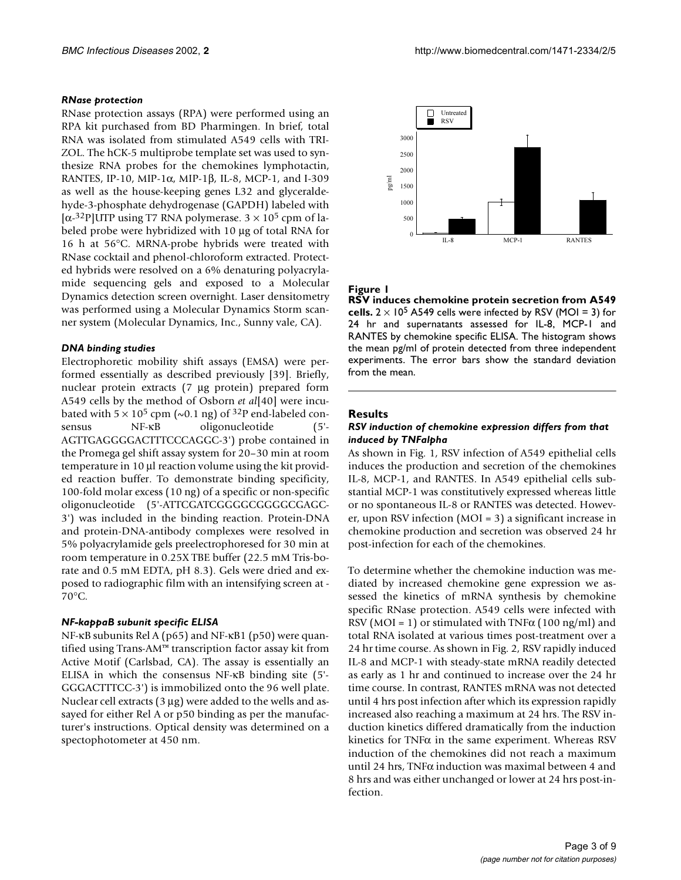### *RNase protection*

RNase protection assays (RPA) were performed using an RPA kit purchased from BD Pharmingen. In brief, total RNA was isolated from stimulated A549 cells with TRIZOL. The hCK-5 multiprobe template set was used to synthesize RNA probes for the chemokines lymphotactin, RANTES, IP-10, MIP-1α, MIP-1β, IL-8, MCP-1, and I-309 as well as the house-keeping genes L32 and glyceraldehyde-3-phosphate dehydrogenase (GAPDH) labeled with [α-$^{32}$P]UTP using T7 RNA polymerase. $3 \times 10^5$ cpm of labeled probe were hybridized with 10 μg of total RNA for 16 h at 56°C. MRNA-probe hybrids were treated with RNase cocktail and phenol-chloroform extracted. Protected hybrids were resolved on a 6% denaturing polyacrylamide sequencing gels and exposed to a Molecular Dynamics detection screen overnight. Laser densitometry was performed using a Molecular Dynamics Storm scanner system (Molecular Dynamics, Inc., Sunny vale, CA).

### *DNA binding studies*

Electrophoretic mobility shift assays (EMSA) were performed essentially as described previously [39]. Briefly, nuclear protein extracts (7 μg protein) prepared form A549 cells by the method of Osborn *et al*[40] were incubated with $5 \times 10^5$ cpm (~0.1 ng) of $^{32}$P end-labeled consensus NF-κB oligonucleotide (5'-AGTTGAGGGGACTTTCCCAGGC-3') probe contained in the Promega gel shift assay system for 20–30 min at room temperature in 10 μl reaction volume using the kit provided reaction buffer. To demonstrate binding specificity, 100-fold molar excess (10 ng) of a specific or non-specific oligonucleotide (5'-ATTCGATCGGGGCGGGGCGAGC-3') was included in the binding reaction. Protein-DNA and protein-DNA-antibody complexes were resolved in 5% polyacrylamide gels preelectrophoresed for 30 min at room temperature in 0.25X TBE buffer (22.5 mM Tris-borate and 0.5 mM EDTA, pH 8.3). Gels were dried and exposed to radiographic film with an intensifying screen at -70°C.

### *NF-kappaB subunit specific ELISA*

NF-κB subunits Rel A (p65) and NF-κB1 (p50) were quantified using Trans-AM™ transcription factor assay kit from Active Motif (Carlsbad, CA). The assay is essentially an ELISA in which the consensus NF-κB binding site (5'-GGGACTTTCC-3') is immobilized onto the 96 well plate. Nuclear cell extracts (3 μg) were added to the wells and assayed for either Rel A or p50 binding as per the manufacturer's instructions. Optical density was determined on a spectophotometer at 450 nm.

**Figure 1**
**RSV induces chemokine protein secretion from A549 cells.** $2 \times 10^5$ A549 cells were infected by RSV (MOI = 3) for 24 hr and supernatants assessed for IL-8, MCP-1 and RANTES by chemokine specific ELISA. The histogram shows the mean pg/ml of protein detected from three independent experiments. The error bars show the standard deviation from the mean.

## Results

### *RSV induction of chemokine expression differs from that induced by TNFalpha*

As shown in Fig. 1, RSV infection of A549 epithelial cells induces the production and secretion of the chemokines IL-8, MCP-1, and RANTES. In A549 epithelial cells substantial MCP-1 was constitutively expressed whereas little or no spontaneous IL-8 or RANTES was detected. However, upon RSV infection (MOI = 3) a significant increase in chemokine production and secretion was observed 24 hr post-infection for each of the chemokines.

To determine whether the chemokine induction was mediated by increased chemokine gene expression we assessed the kinetics of mRNA synthesis by chemokine specific RNase protection. A549 cells were infected with RSV (MOI = 1) or stimulated with TNFα (100 ng/ml) and total RNA isolated at various times post-treatment over a 24 hr time course. As shown in Fig. 2, RSV rapidly induced IL-8 and MCP-1 with steady-state mRNA readily detected as early as 1 hr and continued to increase over the 24 hr time course. In contrast, RANTES mRNA was not detected until 4 hrs post infection after which its expression rapidly increased also reaching a maximum at 24 hrs. The RSV induction kinetics differed dramatically from the induction kinetics for TNFα in the same experiment. Whereas RSV induction of the chemokines did not reach a maximum until 24 hrs, TNFα induction was maximal between 4 and 8 hrs and was either unchanged or lower at 24 hrs post-infection.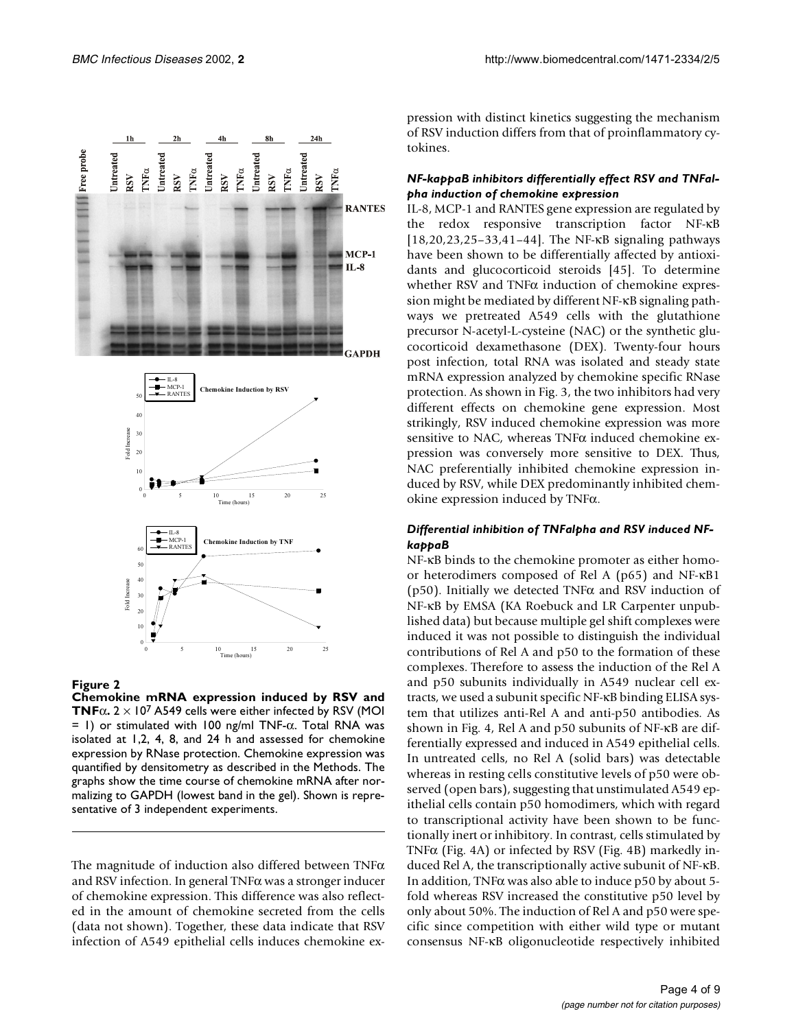**Figure 2**

**Chemokine mRNA expression induced by RSV and TNFα.** $2 \times 10^7$ A549 cells were either infected by RSV (MOI = 1) or stimulated with 100 ng/ml TNF-α. Total RNA was isolated at 1,2, 4, 8, and 24 h and assessed for chemokine expression by RNase protection. Chemokine expression was quantified by densitometry as described in the Methods. The graphs show the time course of chemokine mRNA after normalizing to GAPDH (lowest band in the gel). Shown is representative of 3 independent experiments.

The magnitude of induction also differed between TNFα and RSV infection. In general TNFα was a stronger inducer of chemokine expression. This difference was also reflected in the amount of chemokine secreted from the cells (data not shown). Together, these data indicate that RSV infection of A549 epithelial cells induces chemokine expression with distinct kinetics suggesting the mechanism of RSV induction differs from that of proinflammatory cytokines.

### *NF-kappaB inhibitors differentially effect RSV and TNFalpha induction of chemokine expression*

IL-8, MCP-1 and RANTES gene expression are regulated by the redox responsive transcription factor NF-κB [18,20,23,25–33,41–44]. The NF-κB signaling pathways have been shown to be differentially affected by antioxidants and glucocorticoid steroids [45]. To determine whether RSV and TNFα induction of chemokine expression might be mediated by different NF-κB signaling pathways we pretreated A549 cells with the glutathione precursor N-acetyl-L-cysteine (NAC) or the synthetic glucocorticoid dexamethasone (DEX). Twenty-four hours post infection, total RNA was isolated and steady state mRNA expression analyzed by chemokine specific RNase protection. As shown in Fig. 3, the two inhibitors had very different effects on chemokine gene expression. Most strikingly, RSV induced chemokine expression was more sensitive to NAC, whereas TNFα induced chemokine expression was conversely more sensitive to DEX. Thus, NAC preferentially inhibited chemokine expression induced by RSV, while DEX predominantly inhibited chemokine expression induced by TNFα.

### *Differential inhibition of TNFalpha and RSV induced NF-kappaB*

NF-κB binds to the chemokine promoter as either homo- or heterodimers composed of Rel A (p65) and NF-κB1 (p50). Initially we detected TNFα and RSV induction of NF-κB by EMSA (KA Roebuck and LR Carpenter unpublished data) but because multiple gel shift complexes were induced it was not possible to distinguish the individual contributions of Rel A and p50 to the formation of these complexes. Therefore to assess the induction of the Rel A and p50 subunits individually in A549 nuclear cell extracts, we used a subunit specific NF-κB binding ELISA system that utilizes anti-Rel A and anti-p50 antibodies. As shown in Fig. 4, Rel A and p50 subunits of NF-κB are differentially expressed and induced in A549 epithelial cells. In untreated cells, no Rel A (solid bars) was detectable whereas in resting cells constitutive levels of p50 were observed (open bars), suggesting that unstimulated A549 epithelial cells contain p50 homodimers, which with regard to transcriptional activity have been shown to be functionally inert or inhibitory. In contrast, cells stimulated by TNFα (Fig. 4A) or infected by RSV (Fig. 4B) markedly induced Rel A, the transcriptionally active subunit of NF-κB. In addition, TNFα was also able to induce p50 by about 5-fold whereas RSV increased the constitutive p50 level by only about 50%. The induction of Rel A and p50 were specific since competition with either wild type or mutant consensus NF-κB oligonucleotide respectively inhibited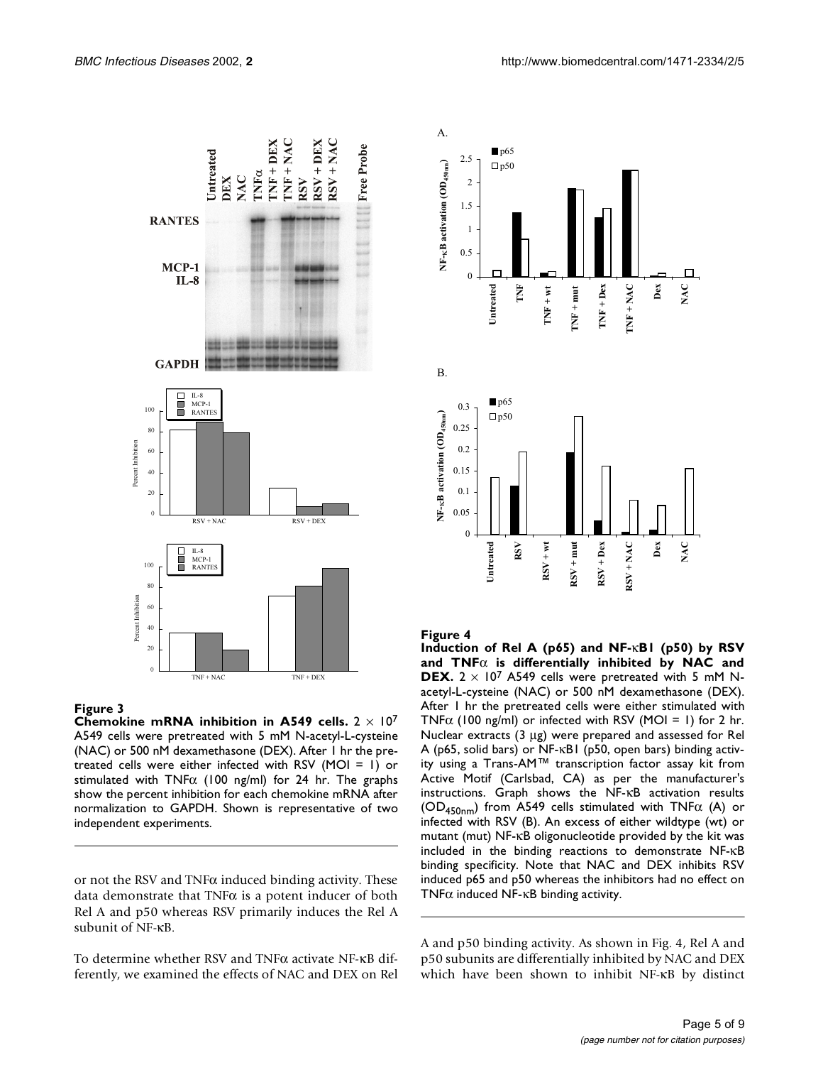**Figure 3**

**Chemokine mRNA inhibition in A549 cells.** $2 \times 10^7$ A549 cells were pretreated with 5 mM N-acetyl-L-cysteine (NAC) or 500 nM dexamethasone (DEX). After 1 hr the pretreated cells were either infected with RSV (MOI = 1) or stimulated with TNFα (100 ng/ml) for 24 hr. The graphs show the percent inhibition for each chemokine mRNA after normalization to GAPDH. Shown is representative of two independent experiments.

**Figure 4**

**Induction of Rel A (p65) and NF-κB1 (p50) by RSV and TNFα is differentially inhibited by NAC and DEX.** $2 \times 10^7$ A549 cells were pretreated with 5 mM N-acetyl-L-cysteine (NAC) or 500 nM dexamethasone (DEX). After 1 hr the pretreated cells were either stimulated with TNFα (100 ng/ml) or infected with RSV (MOI = 1) for 2 hr. Nuclear extracts (3 μg) were prepared and assessed for Rel A (p65, solid bars) or NF-κB1 (p50, open bars) binding activity using a Trans-AM™ transcription factor assay kit from Active Motif (Carlsbad, CA) as per the manufacturer's instructions. Graph shows the NF-κB activation results ($OD_{450nm}$) from A549 cells stimulated with TNFα (A) or infected with RSV (B). An excess of either wildtype (wt) or mutant (mut) NF-κB oligonucleotide provided by the kit was included in the binding reactions to demonstrate NF-κB binding specificity. Note that NAC and DEX inhibits RSV induced p65 and p50 whereas the inhibitors had no effect on TNFα induced NF-κB binding activity.

or not the RSV and TNFα induced binding activity. These data demonstrate that TNFα is a potent inducer of both Rel A and p50 whereas RSV primarily induces the Rel A subunit of NF-κB.

To determine whether RSV and TNFα activate NF-κB differently, we examined the effects of NAC and DEX on Rel A and p50 binding activity. As shown in Fig. 4, Rel A and p50 subunits are differentially inhibited by NAC and DEX which have been shown to inhibit NF-κB by distinct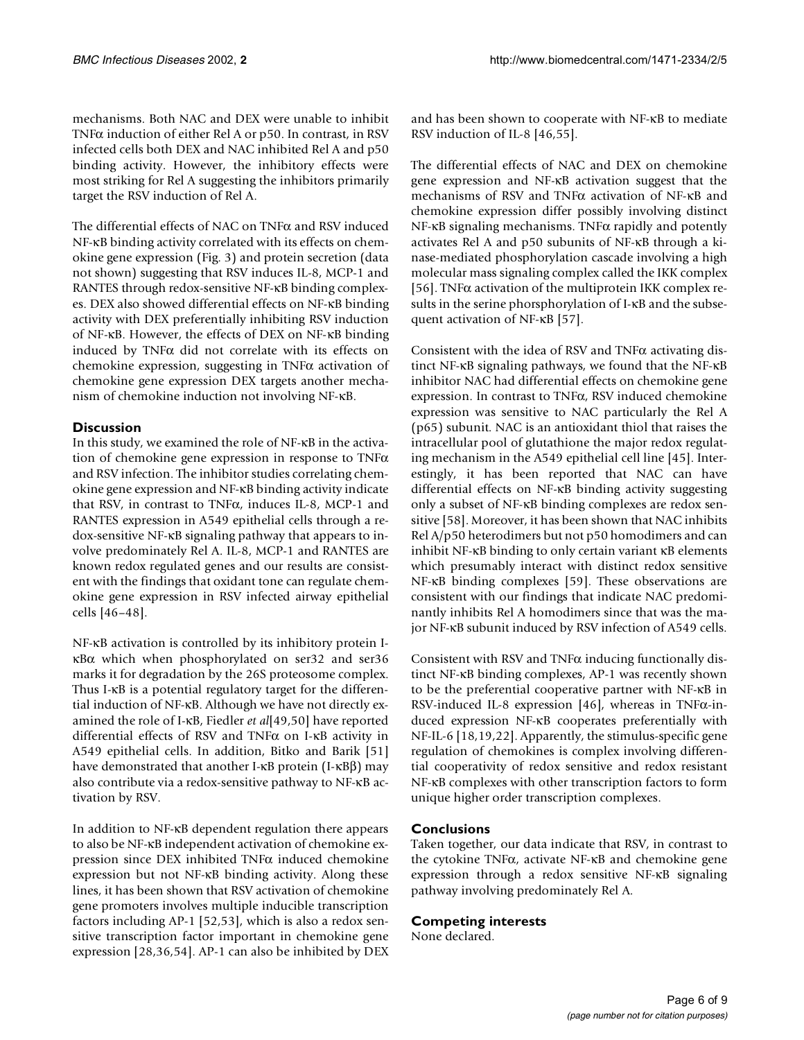mechanisms. Both NAC and DEX were unable to inhibit TNFα induction of either Rel A or p50. In contrast, in RSV infected cells both DEX and NAC inhibited Rel A and p50 binding activity. However, the inhibitory effects were most striking for Rel A suggesting the inhibitors primarily target the RSV induction of Rel A.

The differential effects of NAC on TNFα and RSV induced NF-κB binding activity correlated with its effects on chemokine gene expression (Fig. 3) and protein secretion (data not shown) suggesting that RSV induces IL-8, MCP-1 and RANTES through redox-sensitive NF-κB binding complexes. DEX also showed differential effects on NF-κB binding activity with DEX preferentially inhibiting RSV induction of NF-κB. However, the effects of DEX on NF-κB binding induced by TNFα did not correlate with its effects on chemokine expression, suggesting in TNFα activation of chemokine gene expression DEX targets another mechanism of chemokine induction not involving NF-κB.

## Discussion

In this study, we examined the role of NF-κB in the activation of chemokine gene expression in response to TNFα and RSV infection. The inhibitor studies correlating chemokine gene expression and NF-κB binding activity indicate that RSV, in contrast to TNFα, induces IL-8, MCP-1 and RANTES expression in A549 epithelial cells through a redox-sensitive NF-κB signaling pathway that appears to involve predominately Rel A. IL-8, MCP-1 and RANTES are known redox regulated genes and our results are consistent with the findings that oxidant tone can regulate chemokine gene expression in RSV infected airway epithelial cells [46–48].

NF-κB activation is controlled by its inhibitory protein I-κBα which when phosphorylated on ser32 and ser36 marks it for degradation by the 26S proteosome complex. Thus I-κB is a potential regulatory target for the differential induction of NF-κB. Although we have not directly examined the role of I-κB, Fiedler *et al*[49,50] have reported differential effects of RSV and TNFα on I-κB activity in A549 epithelial cells. In addition, Bitko and Barik [51] have demonstrated that another I-κB protein (I-κBβ) may also contribute via a redox-sensitive pathway to NF-κB activation by RSV.

In addition to NF-κB dependent regulation there appears to also be NF-κB independent activation of chemokine expression since DEX inhibited TNFα induced chemokine expression but not NF-κB binding activity. Along these lines, it has been shown that RSV activation of chemokine gene promoters involves multiple inducible transcription factors including AP-1 [52,53], which is also a redox sensitive transcription factor important in chemokine gene expression [28,36,54]. AP-1 can also be inhibited by DEX and has been shown to cooperate with NF-κB to mediate RSV induction of IL-8 [46,55].

The differential effects of NAC and DEX on chemokine gene expression and NF-κB activation suggest that the mechanisms of RSV and TNFα activation of NF-κB and chemokine expression differ possibly involving distinct NF-κB signaling mechanisms. TNFα rapidly and potently activates Rel A and p50 subunits of NF-κB through a kinase-mediated phosphorylation cascade involving a high molecular mass signaling complex called the IKK complex [56]. TNFα activation of the multiprotein IKK complex results in the serine phorsphorylation of I-κB and the subsequent activation of NF-κB [57].

Consistent with the idea of RSV and TNFα activating distinct NF-κB signaling pathways, we found that the NF-κB inhibitor NAC had differential effects on chemokine gene expression. In contrast to TNFα, RSV induced chemokine expression was sensitive to NAC particularly the Rel A (p65) subunit. NAC is an antioxidant thiol that raises the intracellular pool of glutathione the major redox regulating mechanism in the A549 epithelial cell line [45]. Interestingly, it has been reported that NAC can have differential effects on NF-κB binding activity suggesting only a subset of NF-κB binding complexes are redox sensitive [58]. Moreover, it has been shown that NAC inhibits Rel A/p50 heterodimers but not p50 homodimers and can inhibit NF-κB binding to only certain variant κB elements which presumably interact with distinct redox sensitive NF-κB binding complexes [59]. These observations are consistent with our findings that indicate NAC predominantly inhibits Rel A homodimers since that was the major NF-κB subunit induced by RSV infection of A549 cells.

Consistent with RSV and TNFα inducing functionally distinct NF-κB binding complexes, AP-1 was recently shown to be the preferential cooperative partner with NF-κB in RSV-induced IL-8 expression [46], whereas in TNFα-induced expression NF-κB cooperates preferentially with NF-IL-6 [18,19,22]. Apparently, the stimulus-specific gene regulation of chemokines is complex involving differential cooperativity of redox sensitive and redox resistant NF-κB complexes with other transcription factors to form unique higher order transcription complexes.

## Conclusions

Taken together, our data indicate that RSV, in contrast to the cytokine TNFα, activate NF-κB and chemokine gene expression through a redox sensitive NF-κB signaling pathway involving predominately Rel A.

## Competing interests

None declared.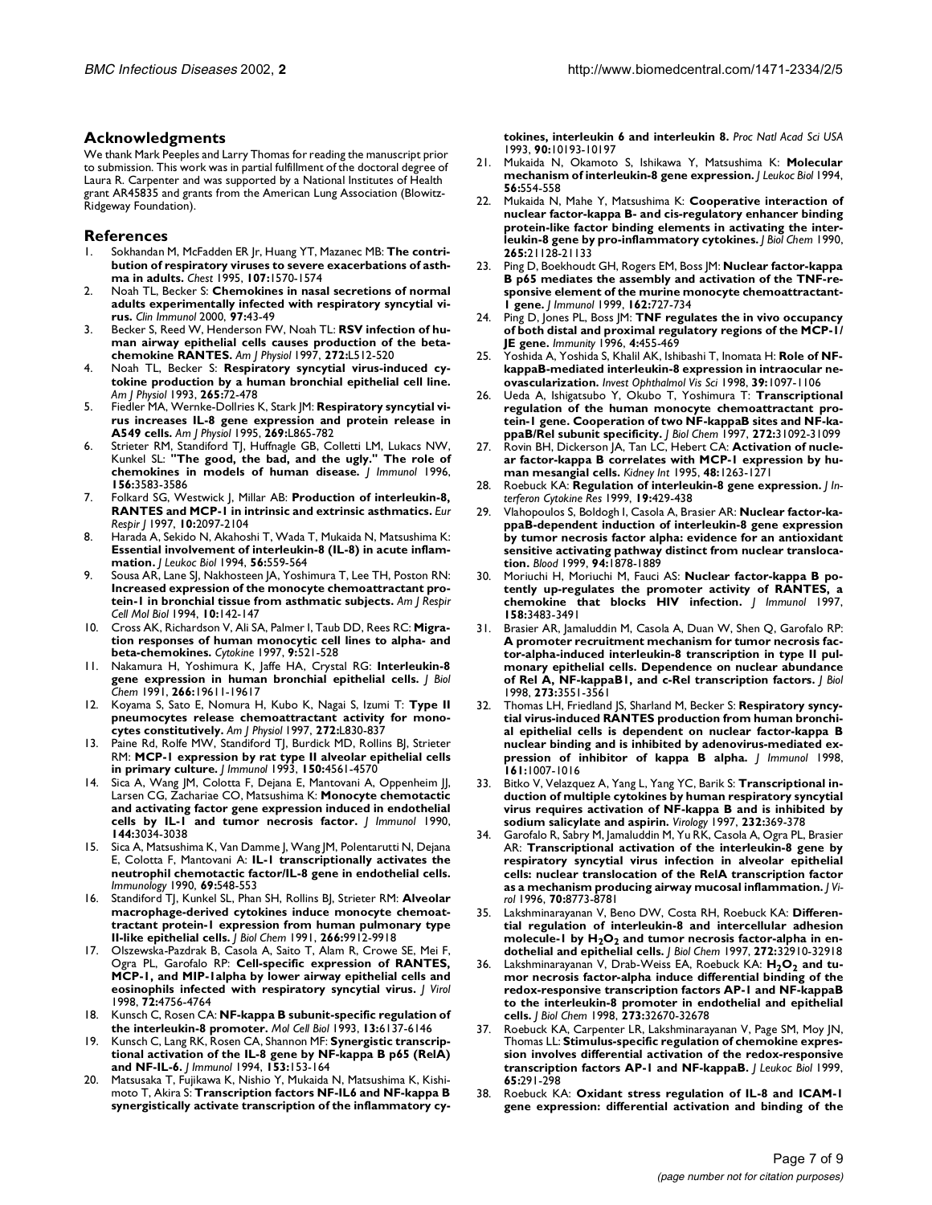## Acknowledgments

We thank Mark Peeples and Larry Thomas for reading the manuscript prior to submission. This work was in partial fulfillment of the doctoral degree of Laura R. Carpenter and was supported by a National Institutes of Health grant AR45835 and grants from the American Lung Association (Blowitz-Ridgeway Foundation).

## References

1. Sokhandan M, McFadden ER Jr, Huang YT, Mazanec MB: **The contribution of respiratory viruses to severe exacerbations of asthma in adults.** *Chest* 1995, **107:**1570-1574
2. Noah TL, Becker S: **Chemokines in nasal secretions of normal adults experimentally infected with respiratory syncytial virus.** *Clin Immunol* 2000, **97:**43-49
3. Becker S, Reed W, Henderson FW, Noah TL: **RSV infection of human airway epithelial cells causes production of the beta-chemokine RANTES.** *Am J Physiol* 1997, **272:**L512-520
4. Noah TL, Becker S: **Respiratory syncytial virus-induced cytokine production by a human bronchial epithelial cell line.** *Am J Physiol* 1993, **265:**72-478
5. Fiedler MA, Wernke-Dollries K, Stark JM: **Respiratory syncytial virus increases IL-8 gene expression and protein release in A549 cells.** *Am J Physiol* 1995, **269:**L865-782
6. Strieter RM, Standiford TJ, Huffnagle GB, Colletti LM, Lukacs NW, Kunkel SL: **"The good, the bad, and the ugly." The role of chemokines in models of human disease.** *J Immunol* 1996, **156:**3583-3586
7. Folkard SG, Westwick J, Millar AB: **Production of interleukin-8, RANTES and MCP-1 in intrinsic and extrinsic asthmatics.** *Eur Respir J* 1997, **10:**2097-2104
8. Harada A, Sekido N, Akahoshi T, Wada T, Mukaida N, Matsushima K: **Essential involvement of interleukin-8 (IL-8) in acute inflammation.** *J Leukoc Biol* 1994, **56:**559-564
9. Sousa AR, Lane SJ, Nakhosteen JA, Yoshimura T, Lee TH, Poston RN: **Increased expression of the monocyte chemoattractant protein-1 in bronchial tissue from asthmatic subjects.** *Am J Respir Cell Mol Biol* 1994, **10:**142-147
10. Cross AK, Richardson V, Ali SA, Palmer I, Taub DD, Rees RC: **Migration responses of human monocytic cell lines to alpha- and beta-chemokines.** *Cytokine* 1997, **9:**521-528
11. Nakamura H, Yoshimura K, Jaffe HA, Crystal RG: **Interleukin-8 gene expression in human bronchial epithelial cells.** *J Biol Chem* 1991, **266:**19611-19617
12. Koyama S, Sato E, Nomura H, Kubo K, Nagai S, Izumi T: **Type II pneumocytes release chemoattractant activity for monocytes constitutively.** *Am J Physiol* 1997, **272:**L830-837
13. Paine Rd, Rolfe MW, Standiford TJ, Burdick MD, Rollins BJ, Strieter RM: **MCP-1 expression by rat type II alveolar epithelial cells in primary culture.** *J Immunol* 1993, **150:**4561-4570
14. Sica A, Wang JM, Colotta F, Dejana E, Mantovani A, Oppenheim JJ, Larsen CG, Zachariae CO, Matsushima K: **Monocyte chemotactic and activating factor gene expression induced in endothelial cells by IL-1 and tumor necrosis factor.** *J Immunol* 1990, **144:**3034-3038
15. Sica A, Matsushima K, Van Damme J, Wang JM, Polentarutti N, Dejana E, Colotta F, Mantovani A: **IL-1 transcriptionally activates the neutrophil chemotactic factor/IL-8 gene in endothelial cells.** *Immunology* 1990, **69:**548-553
16. Standiford TJ, Kunkel SL, Phan SH, Rollins BJ, Strieter RM: **Alveolar macrophage-derived cytokines induce monocyte chemoattractant protein-1 expression from human pulmonary type II-like epithelial cells.** *J Biol Chem* 1991, **266:**9912-9918
17. Olszewska-Pazdrak B, Casola A, Saito T, Alam R, Crowe SE, Mei F, Ogra PL, Garofalo RP: **Cell-specific expression of RANTES, MCP-1, and MIP-1alpha by lower airway epithelial cells and eosinophils infected with respiratory syncytial virus.** *J Virol* 1998, **72:**4756-4764
18. Kunsch C, Rosen CA: **NF-kappa B subunit-specific regulation of the interleukin-8 promoter.** *Mol Cell Biol* 1993, **13:**6137-6146
19. Kunsch C, Lang RK, Rosen CA, Shannon MF: **Synergistic transcriptional activation of the IL-8 gene by NF-kappa B p65 (RelA) and NF-IL-6.** *J Immunol* 1994, **153:**153-164
20. Matsusaka T, Fujikawa K, Nishio Y, Mukaida N, Matsushima K, Kishimoto T, Akira S: **Transcription factors NF-IL6 and NF-kappa B synergistically activate transcription of the inflammatory cytokines, interleukin 6 and interleukin 8.** *Proc Natl Acad Sci USA* 1993, **90:**10193-10197
21. Mukaida N, Okamoto S, Ishikawa Y, Matsushima K: **Molecular mechanism of interleukin-8 gene expression.** *J Leukoc Biol* 1994, **56:**554-558
22. Mukaida N, Mahe Y, Matsushima K: **Cooperative interaction of nuclear factor-kappa B- and cis-regulatory enhancer binding protein-like factor binding elements in activating the interleukin-8 gene by pro-inflammatory cytokines.** *J Biol Chem* 1990, **265:**21128-21133
23. Ping D, Boekhoudt GH, Rogers EM, Boss JM: **Nuclear factor-kappa B p65 mediates the assembly and activation of the TNF-responsive element of the murine monocyte chemoattractant-1 gene.** *J Immunol* 1999, **162:**727-734
24. Ping D, Jones PL, Boss JM: **TNF regulates the in vivo occupancy of both distal and proximal regulatory regions of the MCP-1/JE gene.** *Immunity* 1996, **4:**455-469
25. Yoshida A, Yoshida S, Khalil AK, Ishibashi T, Inomata H: **Role of NF-kappaB-mediated interleukin-8 expression in intraocular neovascularization.** *Invest Ophthalmol Vis Sci* 1998, **39:**1097-1106
26. Ueda A, Ishigatsubo Y, Okubo T, Yoshimura T: **Transcriptional regulation of the human monocyte chemoattractant protein-1 gene. Cooperation of two NF-kappaB sites and NF-kappaB/Rel subunit specificity.** *J Biol Chem* 1997, **272:**31092-31099
27. Rovin BH, Dickerson JA, Tan LC, Hebert CA: **Activation of nuclear factor-kappa B correlates with MCP-1 expression by human mesangial cells.** *Kidney Int* 1995, **48:**1263-1271
28. Roebuck KA: **Regulation of interleukin-8 gene expression.** *J Interferon Cytokine Res* 1999, **19:**429-438
29. Vlahopoulos S, Boldogh I, Casola A, Brasier AR: **Nuclear factor-kappaB-dependent induction of interleukin-8 gene expression by tumor necrosis factor alpha: evidence for an antioxidant sensitive activating pathway distinct from nuclear translocation.** *Blood* 1999, **94:**1878-1889
30. Moriuchi H, Moriuchi M, Fauci AS: **Nuclear factor-kappa B potently up-regulates the promoter activity of RANTES, a chemokine that blocks HIV infection.** *J Immunol* 1997, **158:**3483-3491
31. Brasier AR, Jamaluddin M, Casola A, Duan W, Shen Q, Garofalo RP: **A promoter recruitment mechanism for tumor necrosis factor-alpha-induced interleukin-8 transcription in type II pulmonary epithelial cells. Dependence on nuclear abundance of Rel A, NF-kappaB1, and c-Rel transcription factors.** *J Biol Chem* 1998, **273:**3551-3561
32. Thomas LH, Friedland JS, Sharland M, Becker S: **Respiratory syncytial virus-induced RANTES production from human bronchial epithelial cells is dependent on nuclear factor-kappa B nuclear binding and is inhibited by adenovirus-mediated expression of inhibitor of kappa B alpha.** *J Immunol* 1998, **161:**1007-1016
33. Bitko V, Velazquez A, Yang L, Yang YC, Barik S: **Transcriptional induction of multiple cytokines by human respiratory syncytial virus requires activation of NF-kappa B and is inhibited by sodium salicylate and aspirin.** *Virology* 1997, **232:**369-378
34. Garofalo R, Sabry M, Jamaluddin M, Yu RK, Casola A, Ogra PL, Brasier AR: **Transcriptional activation of the interleukin-8 gene by respiratory syncytial virus infection in alveolar epithelial cells: nuclear translocation of the RelA transcription factor as a mechanism producing airway mucosal inflammation.** *J Virol* 1996, **70:**8773-8781
35. Lakshminarayanan V, Beno DW, Costa RH, Roebuck KA: **Differential regulation of interleukin-8 and intercellular adhesion molecule-1 by $H_2O_2$ and tumor necrosis factor-alpha in endothelial and epithelial cells.** *J Biol Chem* 1997, **272:**32910-32918
36. Lakshminarayanan V, Drab-Weiss EA, Roebuck KA: **$H_2O_2$ and tumor necrosis factor-alpha induce differential binding of the redox-responsive transcription factors AP-1 and NF-kappaB to the interleukin-8 promoter in endothelial and epithelial cells.** *J Biol Chem* 1998, **273:**32670-32678
37. Roebuck KA, Carpenter LR, Lakshminarayanan V, Page SM, Moy JN, Thomas LL: **Stimulus-specific regulation of chemokine expression involves differential activation of the redox-responsive transcription factors AP-1 and NF-kappaB.** *J Leukoc Biol* 1999, **65:**291-298
38. Roebuck KA: **Oxidant stress regulation of IL-8 and ICAM-1 gene expression: differential activation and binding of the**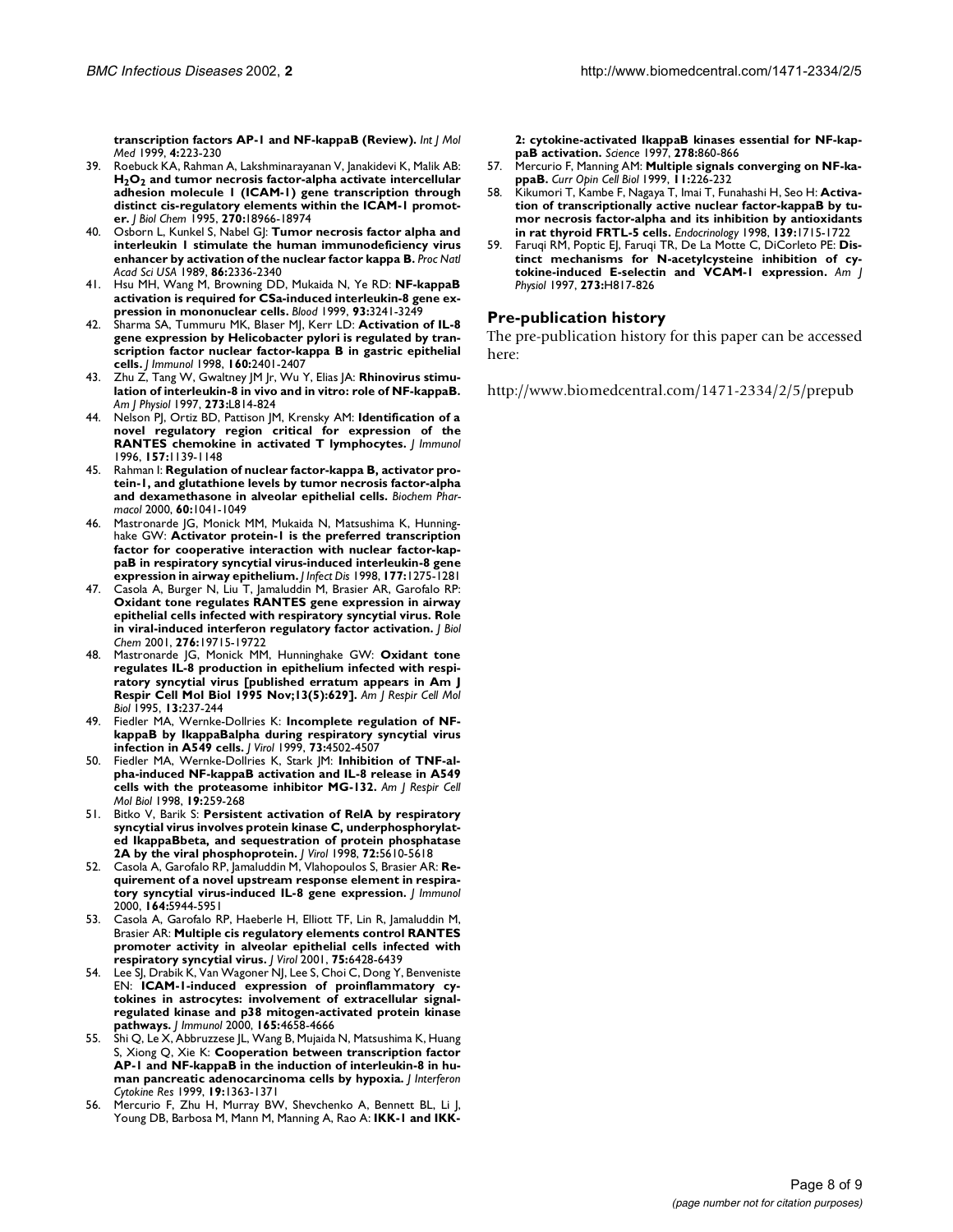**transcription factors AP-1 and NF-kappaB (Review).** *Int J Mol Med* 1999, **4:**223-230

39. Roebuck KA, Rahman A, Lakshminarayanan V, Janakidevi K, Malik AB: **$H_2O_2$ and tumor necrosis factor-alpha activate intercellular adhesion molecule 1 (ICAM-1) gene transcription through distinct cis-regulatory elements within the ICAM-1 promoter.** *J Biol Chem* 1995, **270:**18966-18974
40. Osborn L, Kunkel S, Nabel GJ: **Tumor necrosis factor alpha and interleukin 1 stimulate the human immunodeficiency virus enhancer by activation of the nuclear factor kappa B.** *Proc Natl Acad Sci USA* 1989, **86:**2336-2340
41. Hsu MH, Wang M, Browning DD, Mukaida N, Ye RD: **NF-kappaB activation is required for C5a-induced interleukin-8 gene expression in mononuclear cells.** *Blood* 1999, **93:**3241-3249
42. Sharma SA, Tummuru MK, Blaser MJ, Kerr LD: **Activation of IL-8 gene expression by Helicobacter pylori is regulated by transcription factor nuclear factor-kappa B in gastric epithelial cells.** *J Immunol* 1998, **160:**2401-2407
43. Zhu Z, Tang W, Gwaltney JM Jr, Wu Y, Elias JA: **Rhinovirus stimulation of interleukin-8 in vivo and in vitro: role of NF-kappaB.** *Am J Physiol* 1997, **273:**L814-824
44. Nelson PJ, Ortiz BD, Pattison JM, Krensky AM: **Identification of a novel regulatory region critical for expression of the RANTES chemokine in activated T lymphocytes.** *J Immunol* 1996, **157:**1139-1148
45. Rahman I: **Regulation of nuclear factor-kappa B, activator protein-1, and glutathione levels by tumor necrosis factor-alpha and dexamethasone in alveolar epithelial cells.** *Biochem Pharmacol* 2000, **60:**1041-1049
46. Mastronarde JG, Monick MM, Mukaida N, Matsushima K, Hunninghake GW: **Activator protein-1 is the preferred transcription factor for cooperative interaction with nuclear factor-kappaB in respiratory syncytial virus-induced interleukin-8 gene expression in airway epithelium.** *J Infect Dis* 1998, **177:**1275-1281
47. Casola A, Burger N, Liu T, Jamaluddin M, Brasier AR, Garofalo RP: **Oxidant tone regulates RANTES gene expression in airway epithelial cells infected with respiratory syncytial virus. Role in viral-induced interferon regulatory factor activation.** *J Biol Chem* 2001, **276:**19715-19722
48. Mastronarde JG, Monick MM, Hunninghake GW: **Oxidant tone regulates IL-8 production in epithelium infected with respiratory syncytial virus [published erratum appears in Am J Respir Cell Mol Biol 1995 Nov;13(5):629].** *Am J Respir Cell Mol Biol* 1995, **13:**237-244
49. Fiedler MA, Wernke-Dollries K: **Incomplete regulation of NF-kappaB by IkappaBalpha during respiratory syncytial virus infection in A549 cells.** *J Virol* 1999, **73:**4502-4507
50. Fiedler MA, Wernke-Dollries K, Stark JM: **Inhibition of TNF-alpha-induced NF-kappaB activation and IL-8 release in A549 cells with the proteasome inhibitor MG-132.** *Am J Respir Cell Mol Biol* 1998, **19:**259-268
51. Bitko V, Barik S: **Persistent activation of RelA by respiratory syncytial virus involves protein kinase C, underphosphorylated IkappaBbeta, and sequestration of protein phosphatase 2A by the viral phosphoprotein.** *J Virol* 1998, **72:**5610-5618
52. Casola A, Garofalo RP, Jamaluddin M, Vlahopoulos S, Brasier AR: **Requirement of a novel upstream response element in respiratory syncytial virus-induced IL-8 gene expression.** *J Immunol* 2000, **164:**5944-5951
53. Casola A, Garofalo RP, Haeberle H, Elliott TF, Lin R, Jamaluddin M, Brasier AR: **Multiple cis regulatory elements control RANTES promoter activity in alveolar epithelial cells infected with respiratory syncytial virus.** *J Virol* 2001, **75:**6428-6439
54. Lee SJ, Drabik K, Van Wagoner NJ, Lee S, Choi C, Dong Y, Benveniste EN: **ICAM-1-induced expression of proinflammatory cytokines in astrocytes: involvement of extracellular signal-regulated kinase and p38 mitogen-activated protein kinase pathways.** *J Immunol* 2000, **165:**4658-4666
55. Shi Q, Le X, Abbruzzese JL, Wang B, Mujaida N, Matsushima K, Huang S, Xiong Q, Xie K: **Cooperation between transcription factor AP-1 and NF-kappaB in the induction of interleukin-8 in human pancreatic adenocarcinoma cells by hypoxia.** *J Interferon Cytokine Res* 1999, **19:**1363-1371
56. Mercurio F, Zhu H, Murray BW, Shevchenko A, Bennett BL, Li J, Young DB, Barbosa M, Mann M, Manning A, Rao A: **IKK-1 and IKK-2: cytokine-activated IkappaB kinases essential for NF-kappaB activation.** *Science* 1997, **278:**860-866
57. Mercurio F, Manning AM: **Multiple signals converging on NF-kappaB.** *Curr Opin Cell Biol* 1999, **11:**226-232
58. Kikumori T, Kambe F, Nagaya T, Imai T, Funahashi H, Seo H: **Activation of transcriptionally active nuclear factor-kappaB by tumor necrosis factor-alpha and its inhibition by antioxidants in rat thyroid FRTL-5 cells.** *Endocrinology* 1998, **139:**1715-1722
59. Faruqi RM, Poptic EJ, Faruqi TR, De La Motte C, DiCorleto PE: **Distinct mechanisms for N-acetylcysteine inhibition of cytokine-induced E-selectin and VCAM-1 expression.** *Am J Physiol* 1997, **273:**H817-826

## Pre-publication history

The pre-publication history for this paper can be accessed here:

http://www.biomedcentral.com/1471-2334/2/5/prepub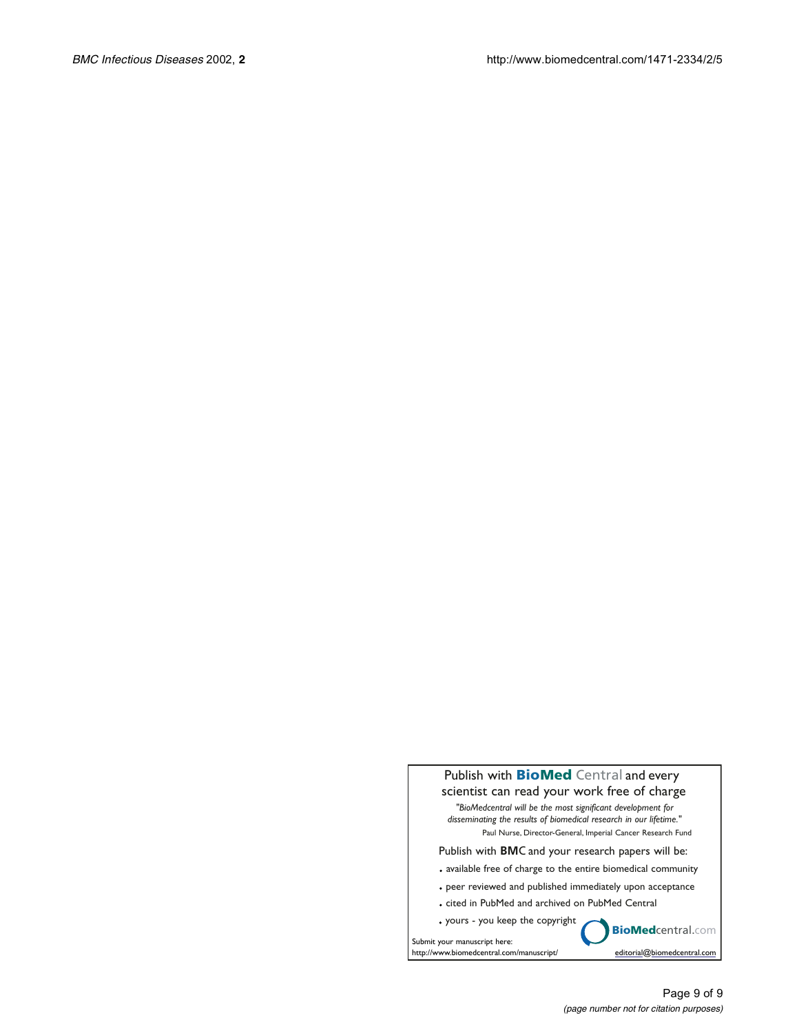Publish with **BioMed** Central and every scientist can read your work free of charge

*"BioMedcentral will be the most significant development for disseminating the results of biomedical research in our lifetime."*

Paul Nurse, Director-General, Imperial Cancer Research Fund

Publish with **BM**C and your research papers will be:

- available free of charge to the entire biomedical community
- peer reviewed and published immediately upon acceptance
- cited in PubMed and archived on PubMed Central
- yours - you keep the copyright

**BioMed**central.com

Submit your manuscript here:
http://www.biomedcentral.com/manuscript/

editorial@biomedcentral.com